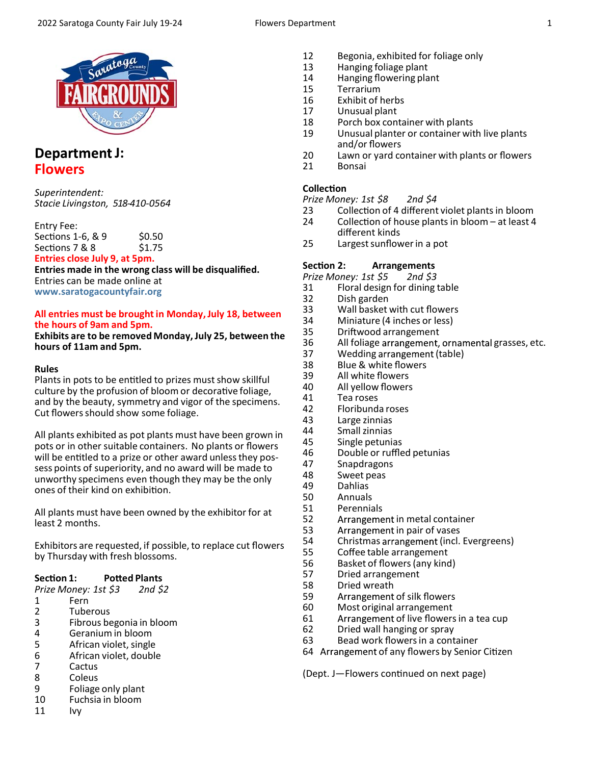# Department J: Flowers

*Superintendent:*
*Stacie Livingston, 518-410-0564*

Entry Fee:

| | |
|---|---|
| Sections 1-6, & 9 | $0.50 |
| Sections 7 & 8 | $1.75 |

**Entries close July 9, at 5pm.**

**Entries made in the wrong class will be disqualified.**

Entries can be made online at **www.saratogacountyfair.org**

**All entries must be brought in Monday, July 18, between the hours of 9am and 5pm.**

**Exhibits are to be removed Monday, July 25, between the hours of 11am and 5pm.**

### Rules

Plants in pots to be entitled to prizes must show skillful culture by the profusion of bloom or decorative foliage, and by the beauty, symmetry and vigor of the specimens. Cut flowers should show some foliage.

All plants exhibited as pot plants must have been grown in pots or in other suitable containers. No plants or flowers will be entitled to a prize or other award unless they possess points of superiority, and no award will be made to unworthy specimens even though they may be the only ones of their kind on exhibition.

All plants must have been owned by the exhibitor for at least 2 months.

Exhibitors are requested, if possible, to replace cut flowers by Thursday with fresh blossoms.

### Section 1: Potted Plants

*Prize Money: 1st $3 2nd $2*

1 Fern
2 Tuberous
3 Fibrous begonia in bloom
4 Geranium in bloom
5 African violet, single
6 African violet, double
7 Cactus
8 Coleus
9 Foliage only plant
10 Fuchsia in bloom
11 Ivy
12 Begonia, exhibited for foliage only
13 Hanging foliage plant
14 Hanging flowering plant
15 Terrarium
16 Exhibit of herbs
17 Unusual plant
18 Porch box container with plants
19 Unusual planter or container with live plants and/or flowers
20 Lawn or yard container with plants or flowers
21 Bonsai

### Collection

*Prize Money: 1st $8 2nd $4*

23 Collection of 4 different violet plants in bloom
24 Collection of house plants in bloom – at least 4 different kinds
25 Largest sunflower in a pot

### Section 2: Arrangements

*Prize Money: 1st $5 2nd $3*

31 Floral design for dining table
32 Dish garden
33 Wall basket with cut flowers
34 Miniature (4 inches or less)
35 Driftwood arrangement
36 All foliage arrangement, ornamental grasses, etc.
37 Wedding arrangement (table)
38 Blue & white flowers
39 All white flowers
40 All yellow flowers
41 Tea roses
42 Floribunda roses
43 Large zinnias
44 Small zinnias
45 Single petunias
46 Double or ruffled petunias
47 Snapdragons
48 Sweet peas
49 Dahlias
50 Annuals
51 Perennials
52 Arrangement in metal container
53 Arrangement in pair of vases
54 Christmas arrangement (incl. Evergreens)
55 Coffee table arrangement
56 Basket of flowers (any kind)
57 Dried arrangement
58 Dried wreath
59 Arrangement of silk flowers
60 Most original arrangement
61 Arrangement of live flowers in a tea cup
62 Dried wall hanging or spray
63 Bead work flowers in a container
64 Arrangement of any flowers by Senior Citizen

(Dept. J—Flowers continued on next page)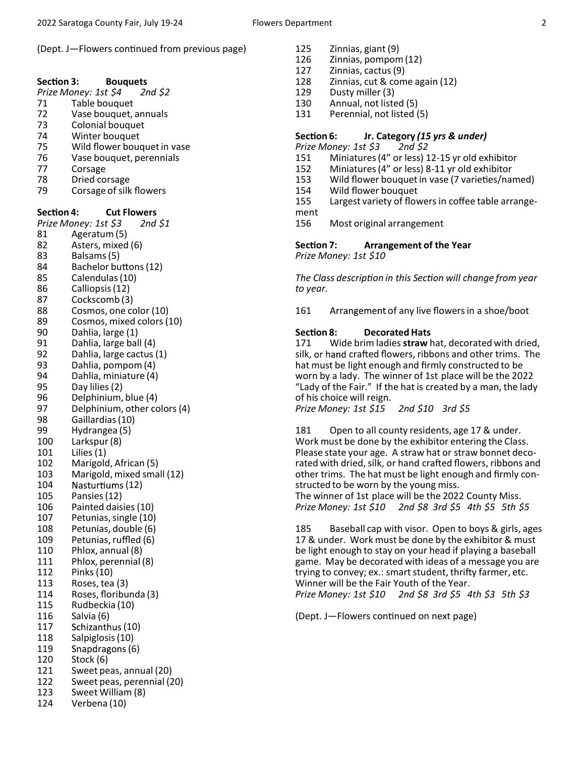(Dept. J—Flowers continued from previous page)

### Section 3: Bouquets

*Prize Money: 1st $4 2nd $2*

- 71 Table bouquet
- 72 Vase bouquet, annuals
- 73 Colonial bouquet
- 74 Winter bouquet
- 75 Wild flower bouquet in vase
- 76 Vase bouquet, perennials
- 77 Corsage
- 78 Dried corsage
- 79 Corsage of silk flowers

### Section 4: Cut Flowers

*Prize Money: 1st $3 2nd $1*

- 81 Ageratum (5)
- 82 Asters, mixed (6)
- 83 Balsams (5)
- 84 Bachelor buttons (12)
- 85 Calendulas (10)
- 86 Calliopsis (12)
- 87 Cockscomb (3)
- 88 Cosmos, one color (10)
- 89 Cosmos, mixed colors (10)
- 90 Dahlia, large (1)
- 91 Dahlia, large ball (4)
- 92 Dahlia, large cactus (1)
- 93 Dahlia, pompom (4)
- 94 Dahlia, miniature (4)
- 95 Day lilies (2)
- 96 Delphinium, blue (4)
- 97 Delphinium, other colors (4)
- 98 Gaillardias (10)
- 99 Hydrangea (5)
- 100 Larkspur (8)
- 101 Lilies (1)
- 102 Marigold, African (5)
- 103 Marigold, mixed small (12)
- 104 Nasturtiums (12)
- 105 Pansies (12)
- 106 Painted daisies (10)
- 107 Petunias, single (10)
- 108 Petunias, double (6)
- 109 Petunias, ruffled (6)
- 110 Phlox, annual (8)
- 111 Phlox, perennial (8)
- 112 Pinks (10)
- 113 Roses, tea (3)
- 114 Roses, floribunda (3)
- 115 Rudbeckia (10)
- 116 Salvia (6)
- 117 Schizanthus (10)
- 118 Salpiglosis (10)
- 119 Snapdragons (6)
- 120 Stock (6)
- 121 Sweet peas, annual (20)
- 122 Sweet peas, perennial (20)
- 123 Sweet William (8)
- 124 Verbena (10)
- 125 Zinnias, giant (9)
- 126 Zinnias, pompom (12)
- 127 Zinnias, cactus (9)
- 128 Zinnias, cut & come again (12)
- 129 Dusty miller (3)
- 130 Annual, not listed (5)
- 131 Perennial, not listed (5)

### Section 6: Jr. Category *(15 yrs & under)*

*Prize Money: 1st $3 2nd $2*

- 151 Miniatures (4" or less) 12-15 yr old exhibitor
- 152 Miniatures (4" or less) 8-11 yr old exhibitor
- 153 Wild flower bouquet in vase (7 varieties/named)
- 154 Wild flower bouquet
- 155 Largest variety of flowers in coffee table arrangement
- 156 Most original arrangement

### Section 7: Arrangement of the Year

*Prize Money: 1st $10*

*The Class description in this Section will change from year to year.*

161 Arrangement of any live flowers in a shoe/boot

### Section 8: Decorated Hats

171 Wide brim ladies **straw** hat, decorated with dried, silk, or hand crafted flowers, ribbons and other trims. The hat must be light enough and firmly constructed to be worn by a lady. The winner of 1st place will be the 2022 "Lady of the Fair." If the hat is created by a man, the lady of his choice will reign.
*Prize Money: 1st $15 2nd $10 3rd $5*

181 Open to all county residents, age 17 & under. Work must be done by the exhibitor entering the Class. Please state your age. A straw hat or straw bonnet decorated with dried, silk, or hand crafted flowers, ribbons and other trims. The hat must be light enough and firmly constructed to be worn by the young miss.
The winner of 1st place will be the 2022 County Miss.
*Prize Money: 1st $10 2nd $8 3rd $5 4th $5 5th $5*

185 Baseball cap with visor. Open to boys & girls, ages 17 & under. Work must be done by the exhibitor & must be light enough to stay on your head if playing a baseball game. May be decorated with ideas of a message you are trying to convey; ex.: smart student, thrifty farmer, etc. Winner will be the Fair Youth of the Year.
*Prize Money: 1st $10 2nd $8 3rd $5 4th $3 5th $3*

(Dept. J—Flowers continued on next page)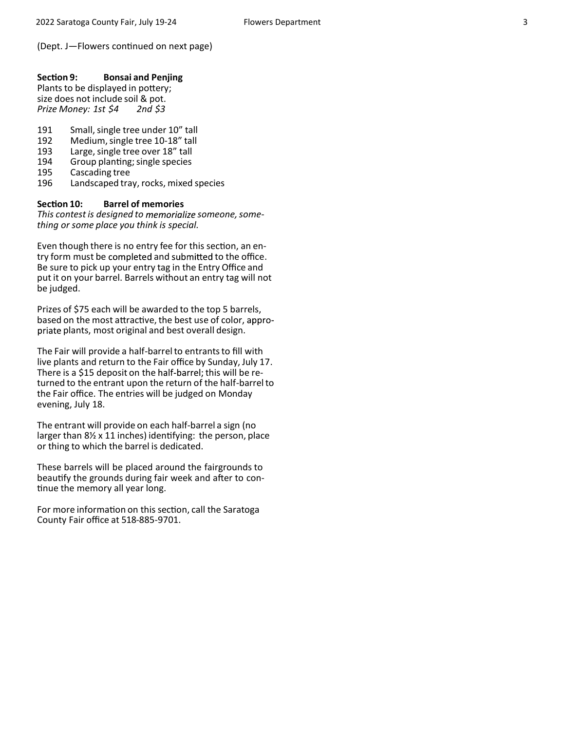(Dept. J—Flowers continued on next page)

**Section 9: Bonsai and Penjing**

Plants to be displayed in pottery;
size does not include soil & pot.
*Prize Money: 1st $4 2nd $3*

- 191 Small, single tree under 10" tall
- 192 Medium, single tree 10-18" tall
- 193 Large, single tree over 18" tall
- 194 Group planting; single species
- 195 Cascading tree
- 196 Landscaped tray, rocks, mixed species

**Section 10: Barrel of memories**

*This contest is designed to memorialize someone, something or some place you think is special.*

Even though there is no entry fee for this section, an entry form must be completed and submitted to the office. Be sure to pick up your entry tag in the Entry Office and put it on your barrel. Barrels without an entry tag will not be judged.

Prizes of $75 each will be awarded to the top 5 barrels, based on the most attractive, the best use of color, appropriate plants, most original and best overall design.

The Fair will provide a half-barrel to entrants to fill with live plants and return to the Fair office by Sunday, July 17. There is a $15 deposit on the half-barrel; this will be returned to the entrant upon the return of the half-barrel to the Fair office. The entries will be judged on Monday evening, July 18.

The entrant will provide on each half-barrel a sign (no larger than 8½ x 11 inches) identifying: the person, place or thing to which the barrel is dedicated.

These barrels will be placed around the fairgrounds to beautify the grounds during fair week and after to continue the memory all year long.

For more information on this section, call the Saratoga County Fair office at 518-885-9701.